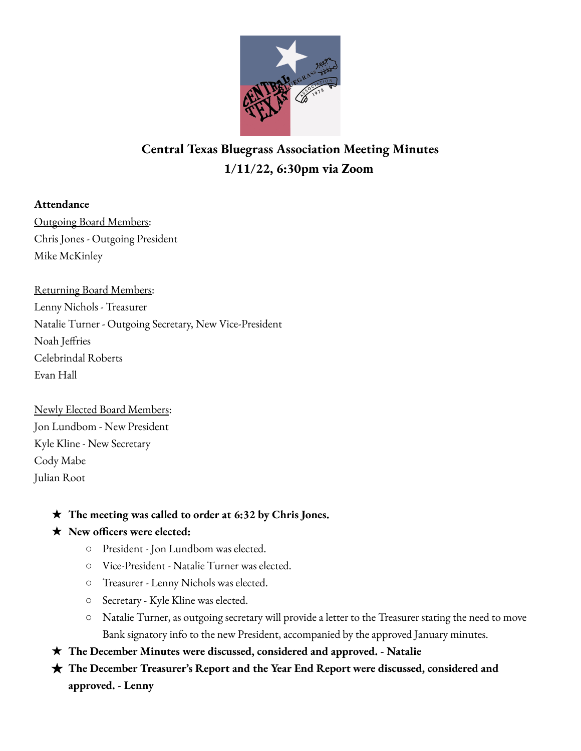# Central Texas Bluegrass Association Meeting Minutes
## 1/11/22, 6:30pm via Zoom

**Attendance**

Outgoing Board Members:
Chris Jones - Outgoing President
Mike McKinley

Returning Board Members:
Lenny Nichols - Treasurer
Natalie Turner - Outgoing Secretary, New Vice-President
Noah Jeffries
Celebrindal Roberts
Evan Hall

Newly Elected Board Members:
Jon Lundbom - New President
Kyle Kline - New Secretary
Cody Mabe
Julian Root

- **The meeting was called to order at 6:32 by Chris Jones.**
- **New officers were elected:**
  - President - Jon Lundbom was elected.
  - Vice-President - Natalie Turner was elected.
  - Treasurer - Lenny Nichols was elected.
  - Secretary - Kyle Kline was elected.
  - Natalie Turner, as outgoing secretary will provide a letter to the Treasurer stating the need to move Bank signatory info to the new President, accompanied by the approved January minutes.
- **The December Minutes were discussed, considered and approved. - Natalie**
- **The December Treasurer's Report and the Year End Report were discussed, considered and approved. - Lenny**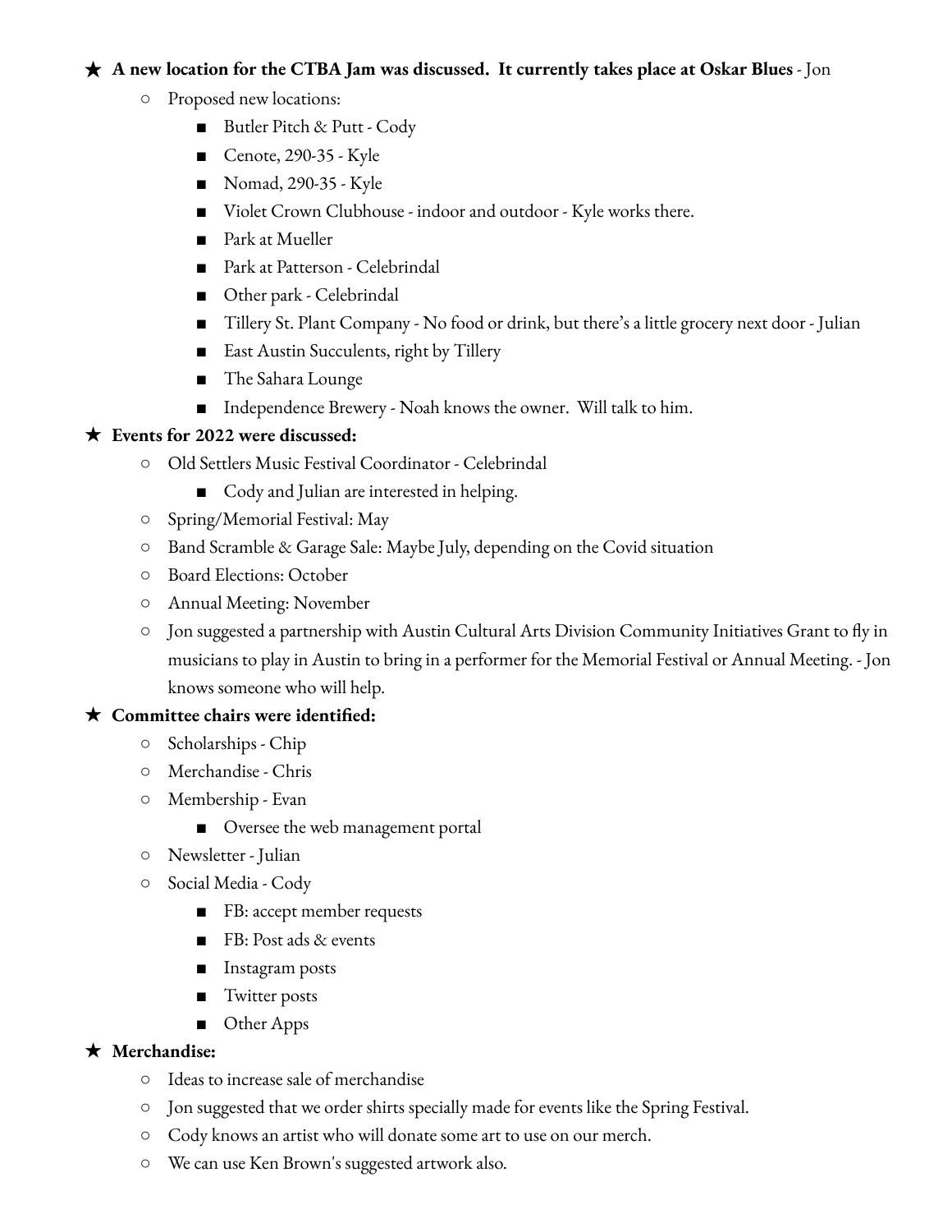- **A new location for the CTBA Jam was discussed. It currently takes place at Oskar Blues** - Jon
  - Proposed new locations:
    - Butler Pitch & Putt - Cody
    - Cenote, 290-35 - Kyle
    - Nomad, 290-35 - Kyle
    - Violet Crown Clubhouse - indoor and outdoor - Kyle works there.
    - Park at Mueller
    - Park at Patterson - Celebrindal
    - Other park - Celebrindal
    - Tillery St. Plant Company - No food or drink, but there's a little grocery next door - Julian
    - East Austin Succulents, right by Tillery
    - The Sahara Lounge
    - Independence Brewery - Noah knows the owner. Will talk to him.
- **Events for 2022 were discussed:**
  - Old Settlers Music Festival Coordinator - Celebrindal
    - Cody and Julian are interested in helping.
  - Spring/Memorial Festival: May
  - Band Scramble & Garage Sale: Maybe July, depending on the Covid situation
  - Board Elections: October
  - Annual Meeting: November
  - Jon suggested a partnership with Austin Cultural Arts Division Community Initiatives Grant to fly in musicians to play in Austin to bring in a performer for the Memorial Festival or Annual Meeting. - Jon knows someone who will help.
- **Committee chairs were identified:**
  - Scholarships - Chip
  - Merchandise - Chris
  - Membership - Evan
    - Oversee the web management portal
  - Newsletter - Julian
  - Social Media - Cody
    - FB: accept member requests
    - FB: Post ads & events
    - Instagram posts
    - Twitter posts
    - Other Apps
- **Merchandise:**
  - Ideas to increase sale of merchandise
  - Jon suggested that we order shirts specially made for events like the Spring Festival.
  - Cody knows an artist who will donate some art to use on our merch.
  - We can use Ken Brown's suggested artwork also.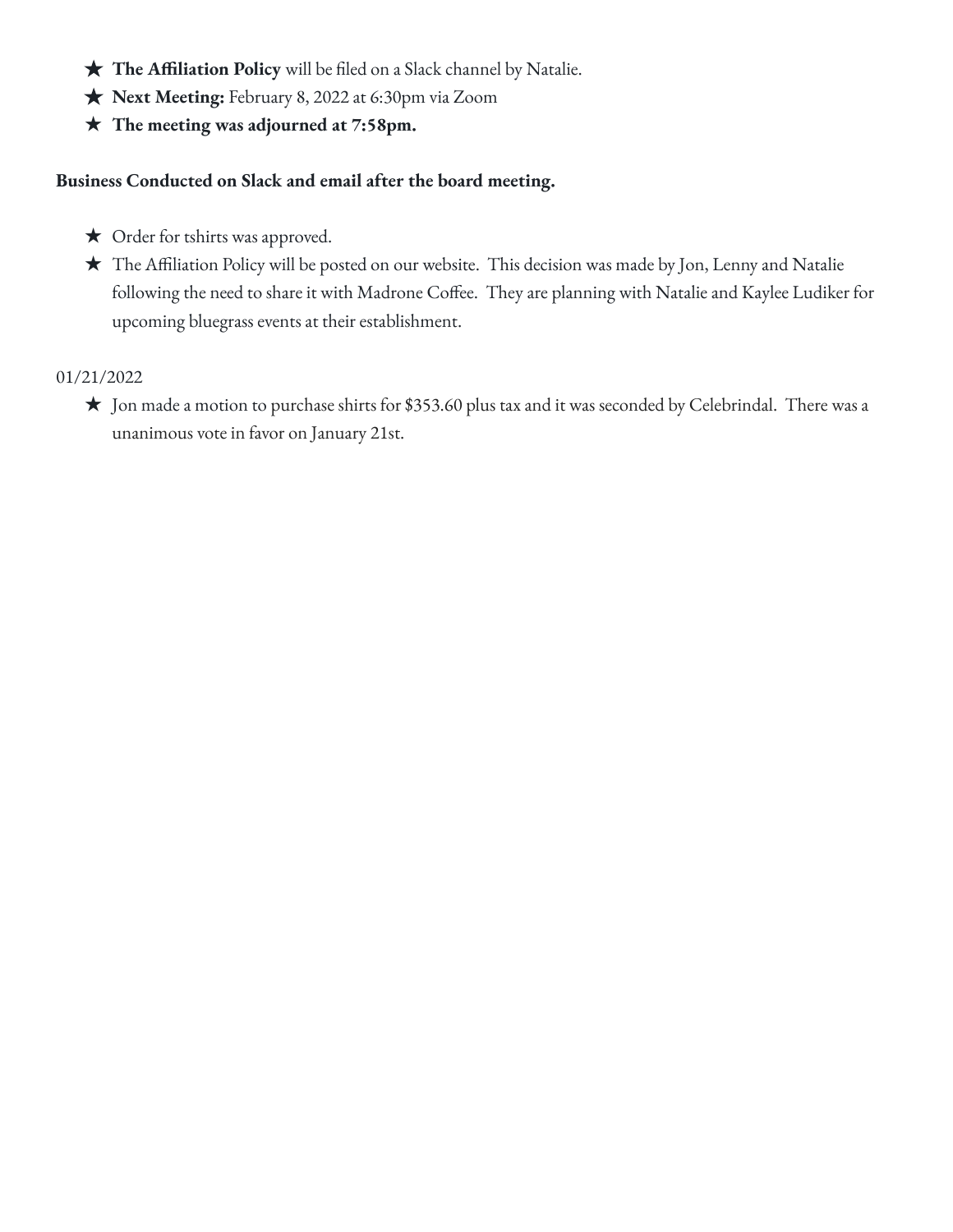- **The Affiliation Policy** will be filed on a Slack channel by Natalie.
- **Next Meeting:** February 8, 2022 at 6:30pm via Zoom
- **The meeting was adjourned at 7:58pm.**

**Business Conducted on Slack and email after the board meeting.**

- Order for tshirts was approved.
- The Affiliation Policy will be posted on our website. This decision was made by Jon, Lenny and Natalie following the need to share it with Madrone Coffee. They are planning with Natalie and Kaylee Ludiker for upcoming bluegrass events at their establishment.

01/21/2022

- Jon made a motion to purchase shirts for $353.60 plus tax and it was seconded by Celebrindal. There was a unanimous vote in favor on January 21st.